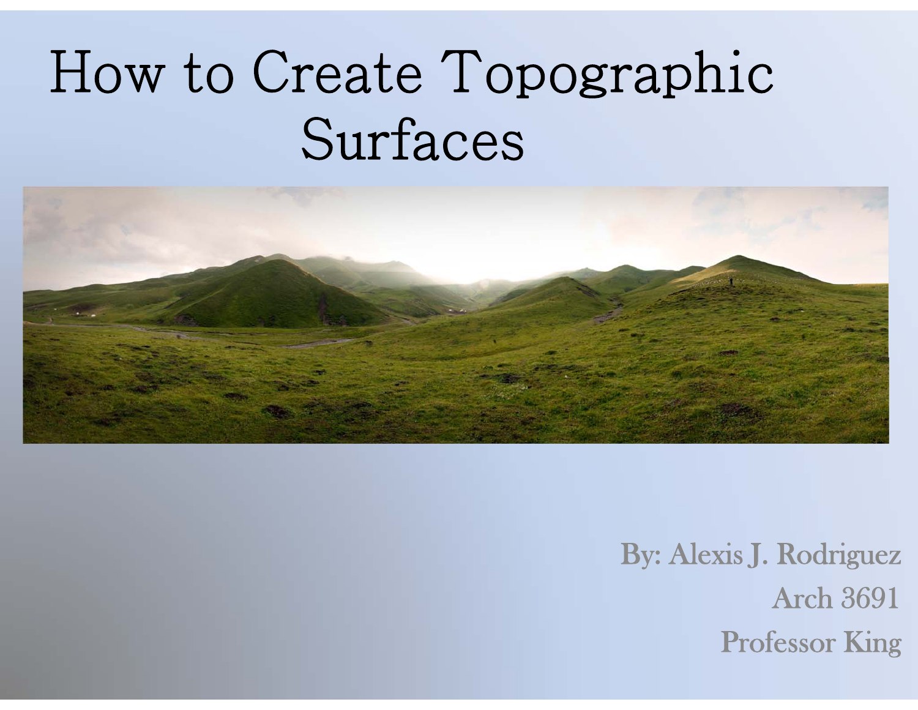# How to Create Topographic Surfaces

By: Alexis J. Rodriguez

Arch 3691

Professor King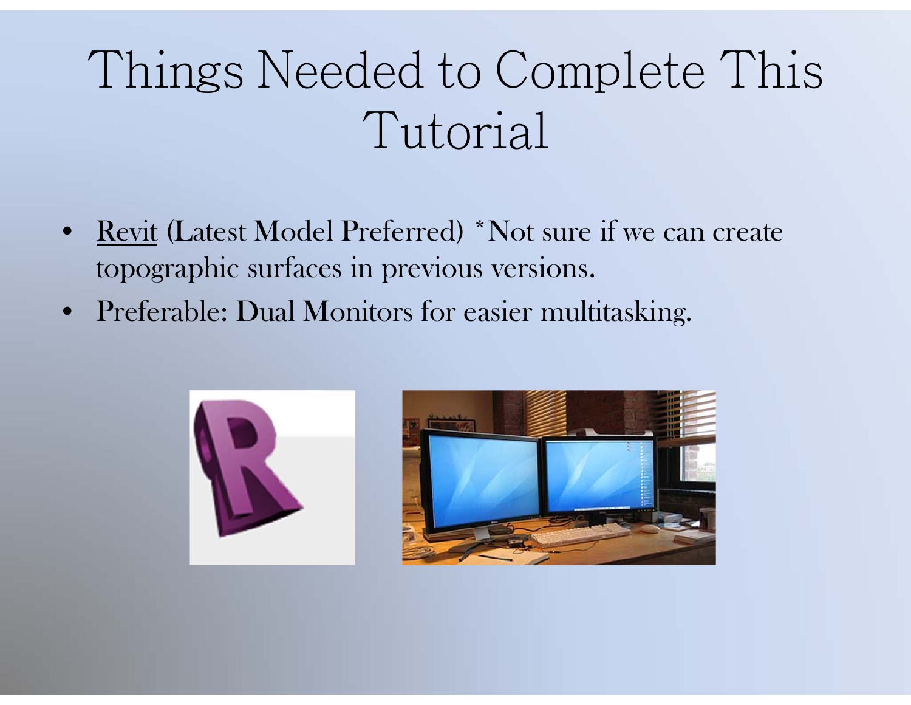# Things Needed to Complete This Tutorial

- Revit (Latest Model Preferred) *Not sure if we can create topographic surfaces in previous versions.
- Preferable: Dual Monitors for easier multitasking.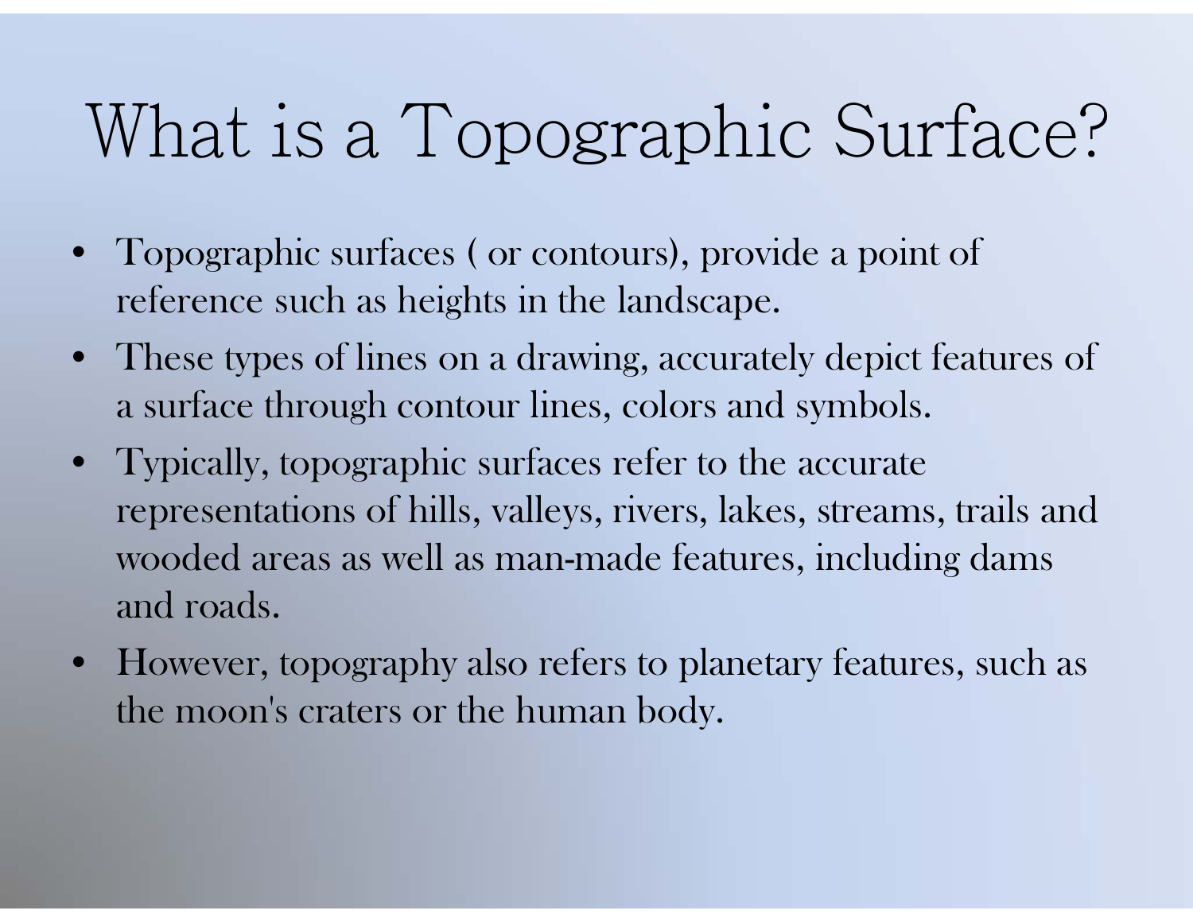# What is a Topographic Surface?

- Topographic surfaces ( or contours), provide a point of reference such as heights in the landscape.
- These types of lines on a drawing, accurately depict features of a surface through contour lines, colors and symbols.
- Typically, topographic surfaces refer to the accurate representations of hills, valleys, rivers, lakes, streams, trails and wooded areas as well as man-made features, including dams and roads.
- However, topography also refers to planetary features, such as the moon's craters or the human body.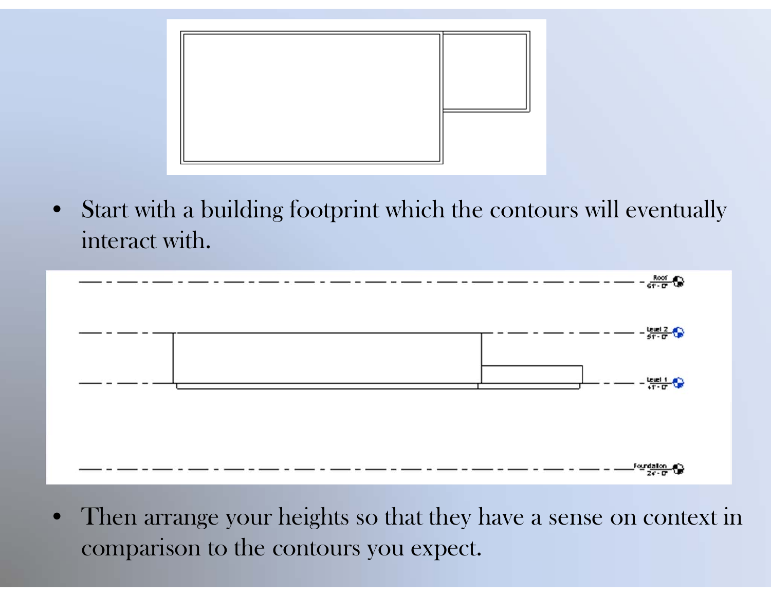- Start with a building footprint which the contours will eventually interact with.

- Then arrange your heights so that they have a sense on context in comparison to the contours you expect.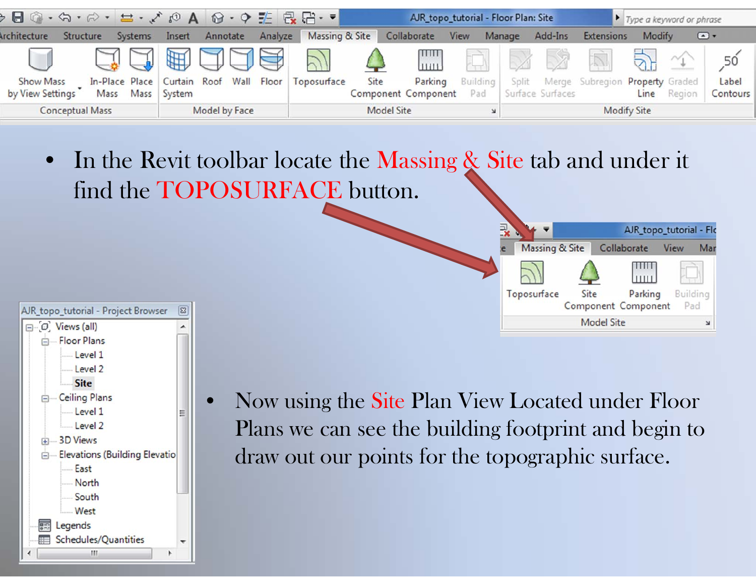- In the Revit toolbar locate the Massing & Site tab and under it find the TOPOSURFACE button.

- Now using the Site Plan View Located under Floor Plans we can see the building footprint and begin to draw out our points for the topographic surface.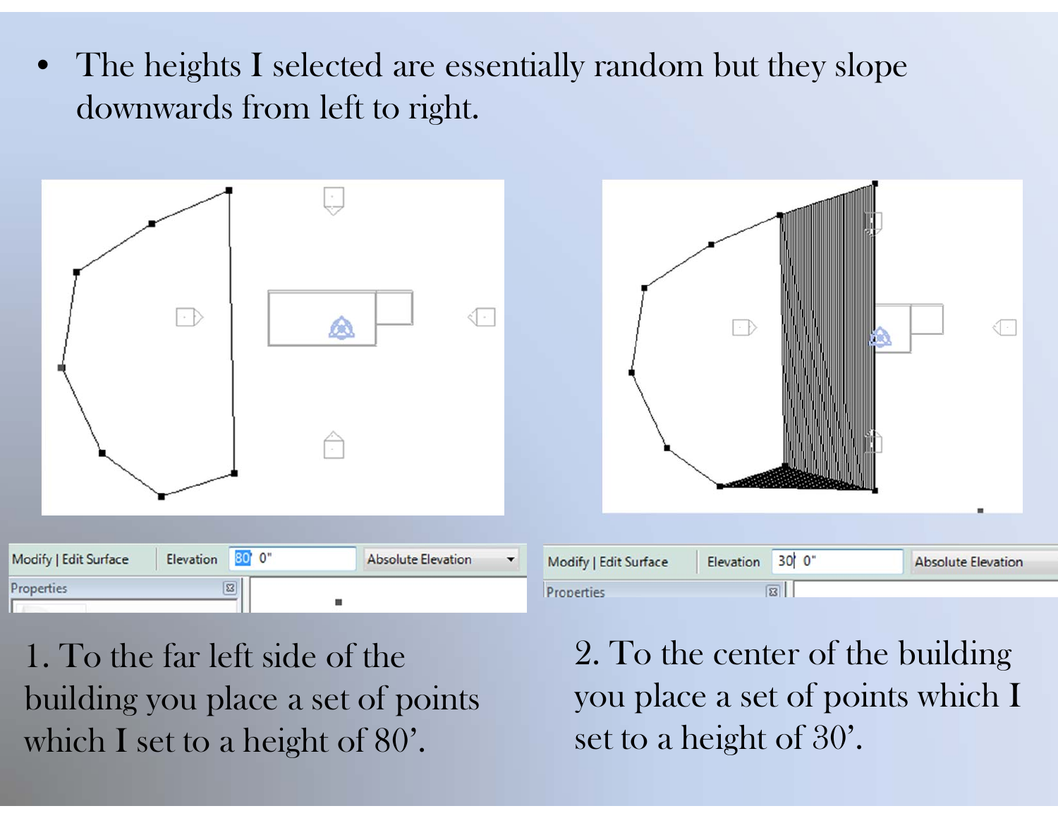- The heights I selected are essentially random but they slope downwards from left to right.

1. To the far left side of the building you place a set of points which I set to a height of 80'.

2. To the center of the building you place a set of points which I set to a height of 30'.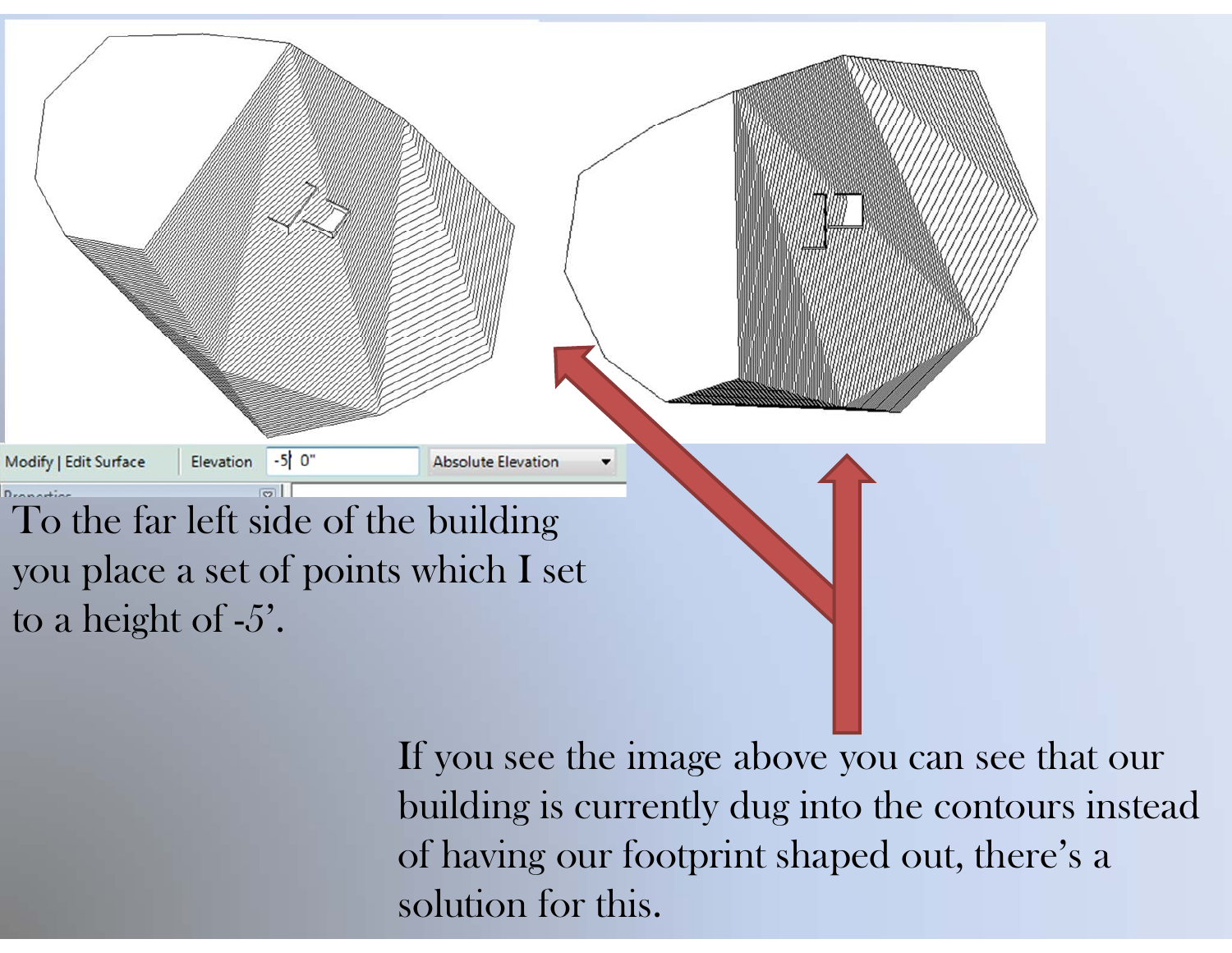To the far left side of the building you place a set of points which I set to a height of -5'.

If you see the image above you can see that our building is currently dug into the contours instead of having our footprint shaped out, there's a solution for this.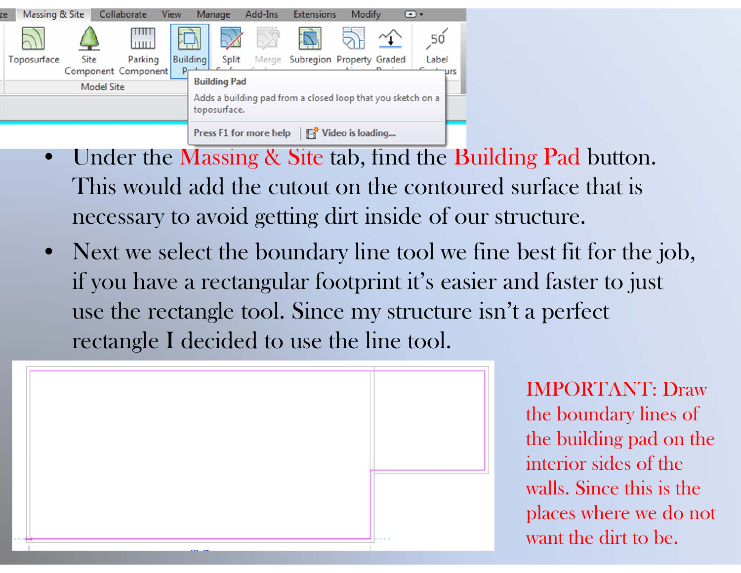- Under the Massing & Site tab, find the Building Pad button. This would add the cutout on the contoured surface that is necessary to avoid getting dirt inside of our structure.
- Next we select the boundary line tool we fine best fit for the job, if you have a rectangular footprint it's easier and faster to just use the rectangle tool. Since my structure isn't a perfect rectangle I decided to use the line tool.

IMPORTANT: Draw the boundary lines of the building pad on the interior sides of the walls. Since this is the places where we do not want the dirt to be.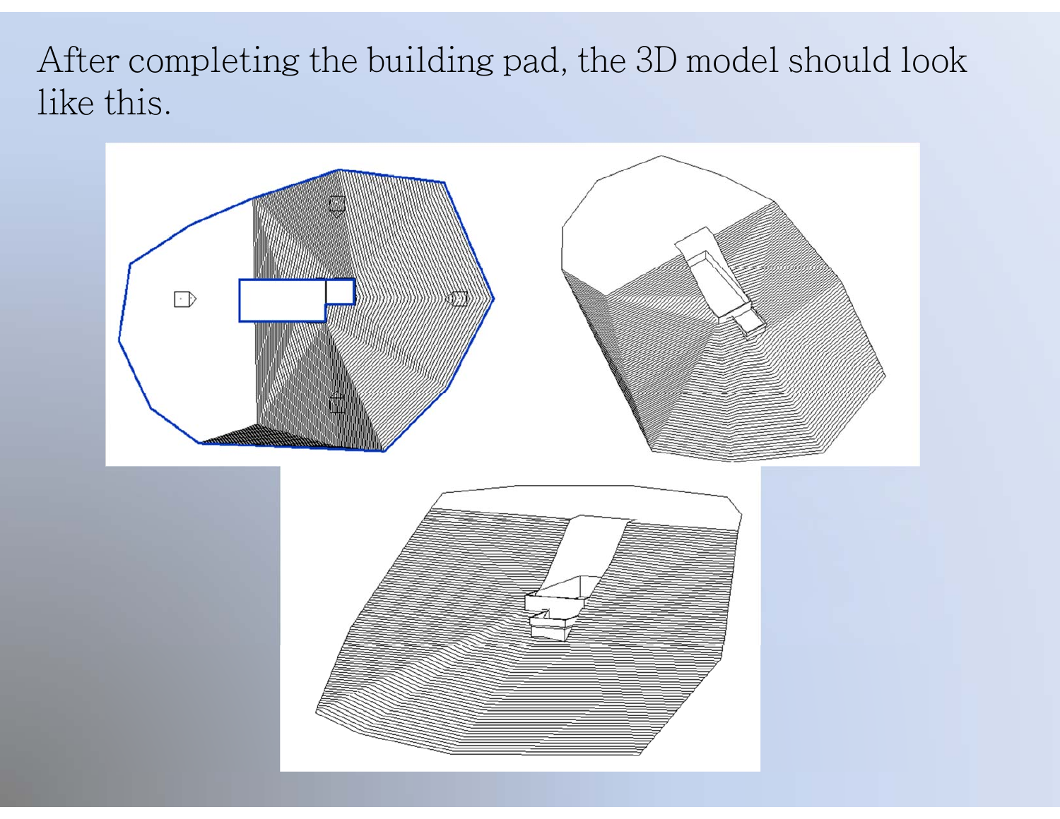After completing the building pad, the 3D model should look like this.